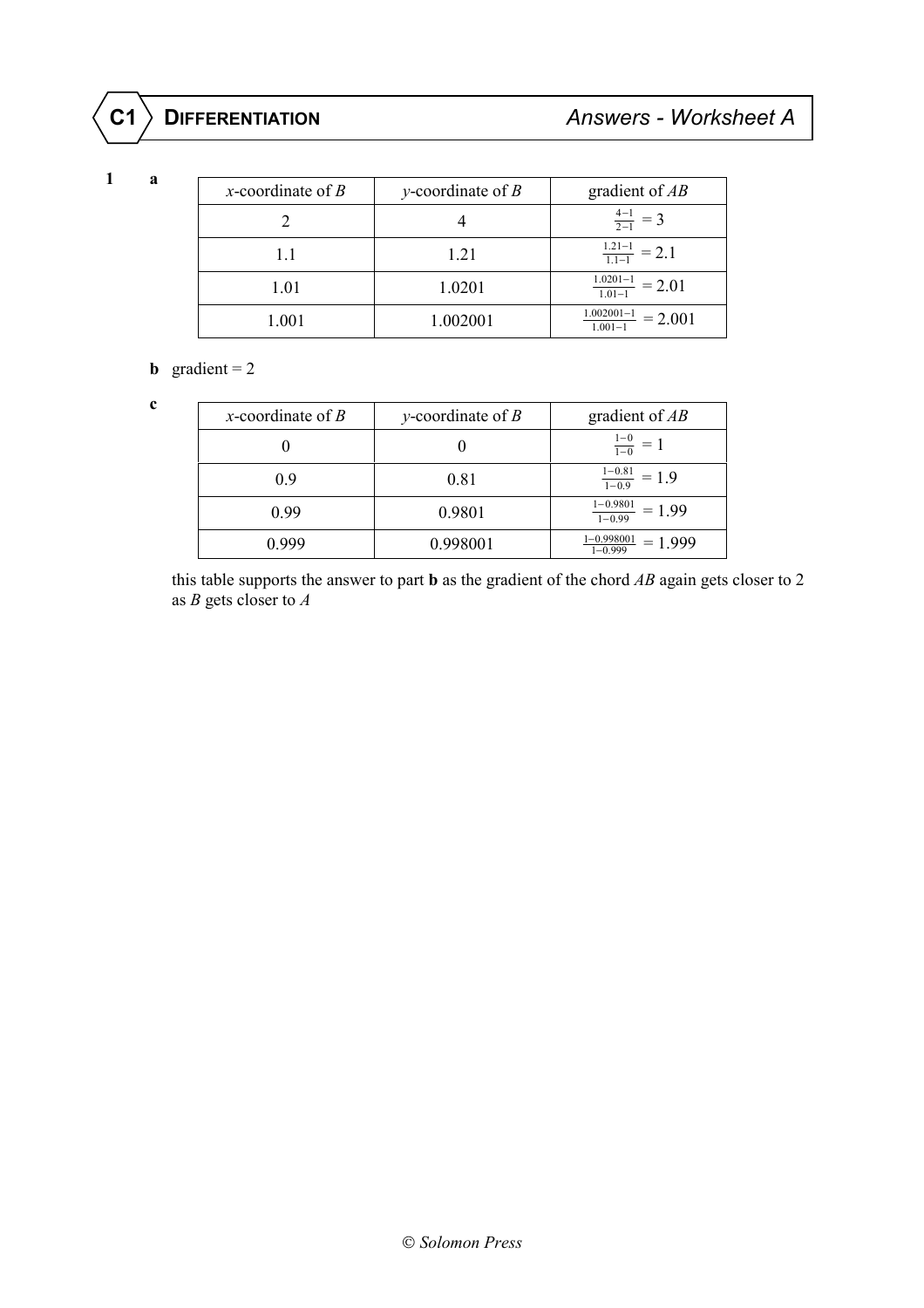# C1 DIFFERENTIATION — Answers - Worksheet A

**1** **a**

| $x$-coordinate of $B$ | $y$-coordinate of $B$ | gradient of $AB$ |
|---|---|---|
| 2 | 4 | $\frac{4-1}{2-1} = 3$ |
| 1.1 | 1.21 | $\frac{1.21-1}{1.1-1} = 2.1$ |
| 1.01 | 1.0201 | $\frac{1.0201-1}{1.01-1} = 2.01$ |
| 1.001 | 1.002001 | $\frac{1.002001-1}{1.001-1} = 2.001$ |

**b** gradient = 2

**c**

| $x$-coordinate of $B$ | $y$-coordinate of $B$ | gradient of $AB$ |
|---|---|---|
| 0 | 0 | $\frac{1-0}{1-0} = 1$ |
| 0.9 | 0.81 | $\frac{1-0.81}{1-0.9} = 1.9$ |
| 0.99 | 0.9801 | $\frac{1-0.9801}{1-0.99} = 1.99$ |
| 0.999 | 0.998001 | $\frac{1-0.998001}{1-0.999} = 1.999$ |

this table supports the answer to part **b** as the gradient of the chord $AB$ again gets closer to 2 as $B$ gets closer to $A$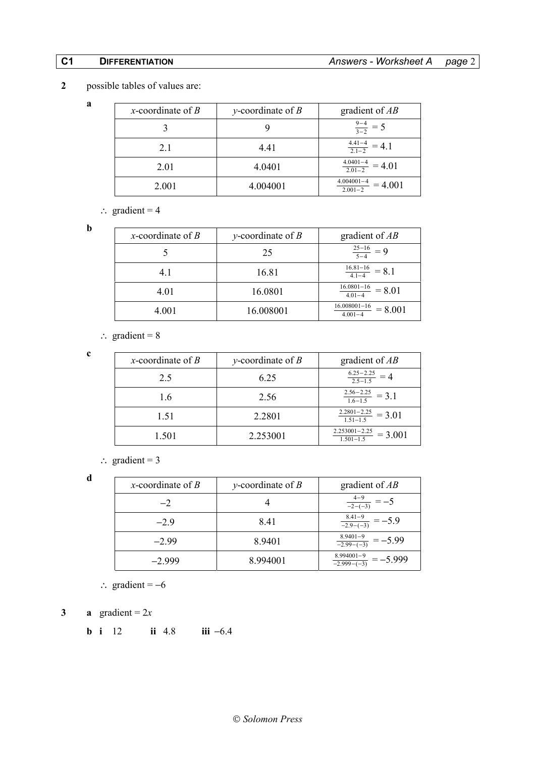**2** possible tables of values are:

**a**

| $x$-coordinate of $B$ | $y$-coordinate of $B$ | gradient of $AB$ |
|---|---|---|
| 3 | 9 | $\frac{9-4}{3-2} = 5$ |
| 2.1 | 4.41 | $\frac{4.41-4}{2.1-2} = 4.1$ |
| 2.01 | 4.0401 | $\frac{4.0401-4}{2.01-2} = 4.01$ |
| 2.001 | 4.004001 | $\frac{4.004001-4}{2.001-2} = 4.001$ |

$\therefore$ gradient = 4

**b**

| $x$-coordinate of $B$ | $y$-coordinate of $B$ | gradient of $AB$ |
|---|---|---|
| 5 | 25 | $\frac{25-16}{5-4} = 9$ |
| 4.1 | 16.81 | $\frac{16.81-16}{4.1-4} = 8.1$ |
| 4.01 | 16.0801 | $\frac{16.0801-16}{4.01-4} = 8.01$ |
| 4.001 | 16.008001 | $\frac{16.008001-16}{4.001-4} = 8.001$ |

$\therefore$ gradient = 8

**c**

| $x$-coordinate of $B$ | $y$-coordinate of $B$ | gradient of $AB$ |
|---|---|---|
| 2.5 | 6.25 | $\frac{6.25-2.25}{2.5-1.5} = 4$ |
| 1.6 | 2.56 | $\frac{2.56-2.25}{1.6-1.5} = 3.1$ |
| 1.51 | 2.2801 | $\frac{2.2801-2.25}{1.51-1.5} = 3.01$ |
| 1.501 | 2.253001 | $\frac{2.253001-2.25}{1.501-1.5} = 3.001$ |

$\therefore$ gradient = 3

**d**

| $x$-coordinate of $B$ | $y$-coordinate of $B$ | gradient of $AB$ |
|---|---|---|
| $-2$ | 4 | $\frac{4-9}{-2-(-3)} = -5$ |
| $-2.9$ | 8.41 | $\frac{8.41-9}{-2.9-(-3)} = -5.9$ |
| $-2.99$ | 8.9401 | $\frac{8.9401-9}{-2.99-(-3)} = -5.99$ |
| $-2.999$ | 8.994001 | $\frac{8.994001-9}{-2.999-(-3)} = -5.999$ |

$\therefore$ gradient = $-6$

**3** **a** gradient = $2x$

**b** **i** 12 **ii** 4.8 **iii** $-6.4$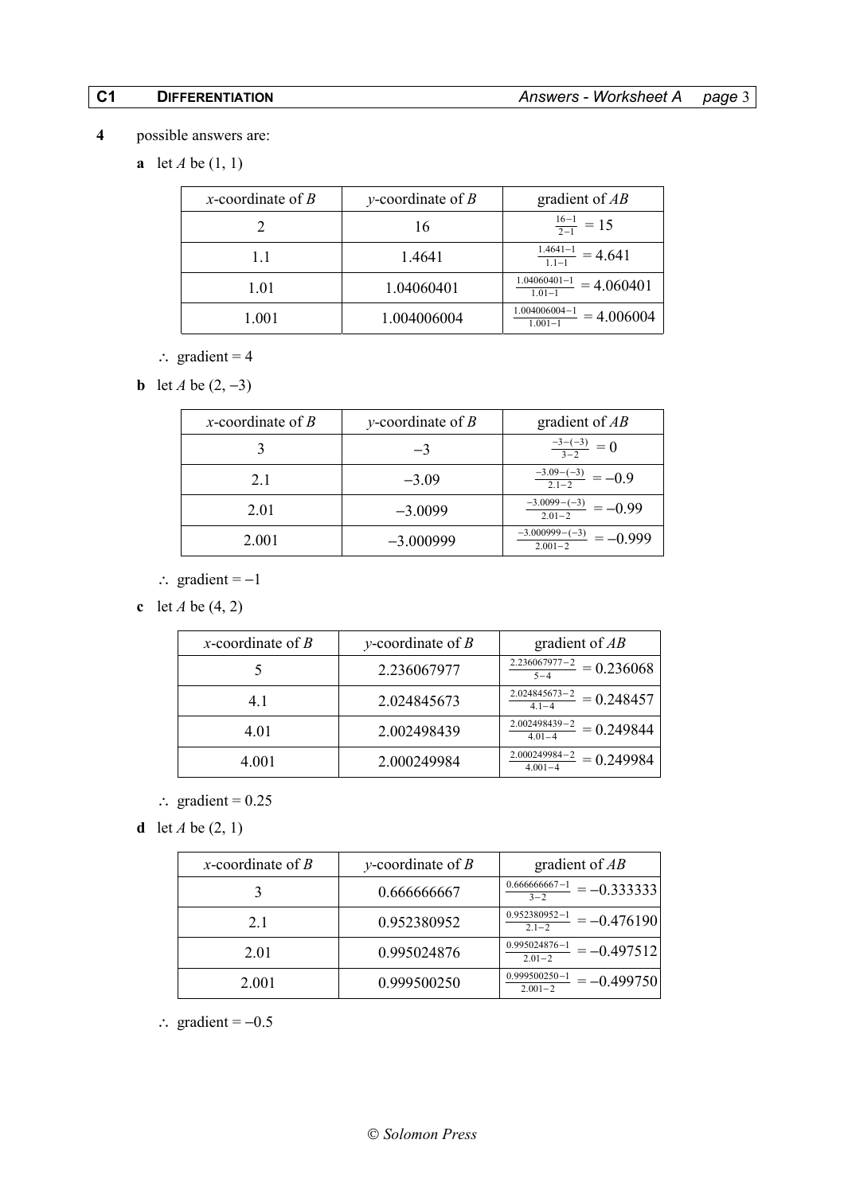**4** possible answers are:

**a** let $A$ be $(1, 1)$

| $x$-coordinate of $B$ | $y$-coordinate of $B$ | gradient of $AB$ |
|---|---|---|
| 2 | 16 | $\frac{16-1}{2-1} = 15$ |
| 1.1 | 1.4641 | $\frac{1.4641-1}{1.1-1} = 4.641$ |
| 1.01 | 1.04060401 | $\frac{1.04060401-1}{1.01-1} = 4.060401$ |
| 1.001 | 1.004006004 | $\frac{1.004006004-1}{1.001-1} = 4.006004$ |

$\therefore$ gradient = 4

**b** let $A$ be $(2, -3)$

| $x$-coordinate of $B$ | $y$-coordinate of $B$ | gradient of $AB$ |
|---|---|---|
| 3 | $-3$ | $\frac{-3-(-3)}{3-2} = 0$ |
| 2.1 | $-3.09$ | $\frac{-3.09-(-3)}{2.1-2} = -0.9$ |
| 2.01 | $-3.0099$ | $\frac{-3.0099-(-3)}{2.01-2} = -0.99$ |
| 2.001 | $-3.000999$ | $\frac{-3.000999-(-3)}{2.001-2} = -0.999$ |

$\therefore$ gradient = $-1$

**c** let $A$ be $(4, 2)$

| $x$-coordinate of $B$ | $y$-coordinate of $B$ | gradient of $AB$ |
|---|---|---|
| 5 | 2.236067977 | $\frac{2.236067977-2}{5-4} = 0.236068$ |
| 4.1 | 2.024845673 | $\frac{2.024845673-2}{4.1-4} = 0.248457$ |
| 4.01 | 2.002498439 | $\frac{2.002498439-2}{4.01-4} = 0.249844$ |
| 4.001 | 2.000249984 | $\frac{2.000249984-2}{4.001-4} = 0.249984$ |

$\therefore$ gradient = 0.25

**d** let $A$ be $(2, 1)$

| $x$-coordinate of $B$ | $y$-coordinate of $B$ | gradient of $AB$ |
|---|---|---|
| 3 | 0.666666667 | $\frac{0.666666667-1}{3-2} = -0.333333$ |
| 2.1 | 0.952380952 | $\frac{0.952380952-1}{2.1-2} = -0.476190$ |
| 2.01 | 0.995024876 | $\frac{0.995024876-1}{2.01-2} = -0.497512$ |
| 2.001 | 0.999500250 | $\frac{0.999500250-1}{2.001-2} = -0.499750$ |

$\therefore$ gradient = $-0.5$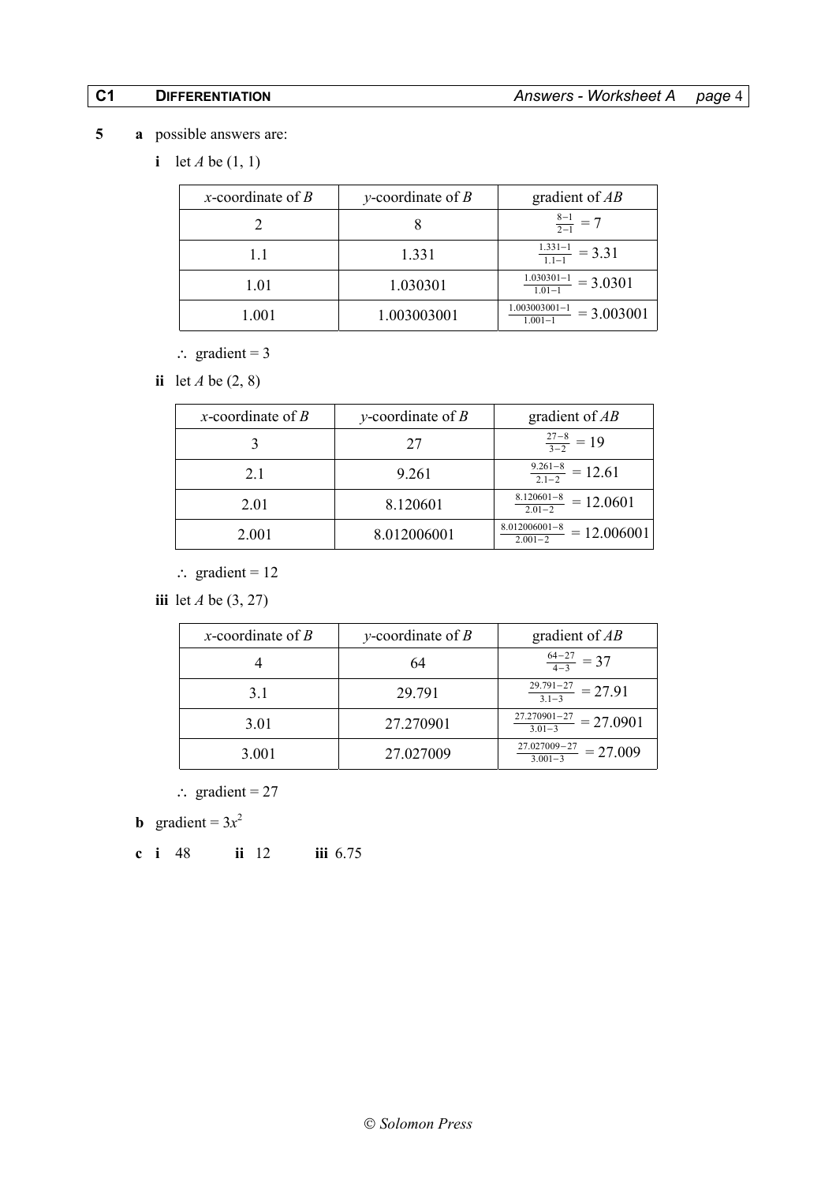**5** **a** possible answers are:

**i** let $A$ be (1, 1)

| $x$-coordinate of $B$ | $y$-coordinate of $B$ | gradient of $AB$ |
|---|---|---|
| 2 | 8 | $\frac{8-1}{2-1} = 7$ |
| 1.1 | 1.331 | $\frac{1.331-1}{1.1-1} = 3.31$ |
| 1.01 | 1.030301 | $\frac{1.030301-1}{1.01-1} = 3.0301$ |
| 1.001 | 1.003003001 | $\frac{1.003003001-1}{1.001-1} = 3.003001$ |

$\therefore$ gradient = 3

**ii** let $A$ be (2, 8)

| $x$-coordinate of $B$ | $y$-coordinate of $B$ | gradient of $AB$ |
|---|---|---|
| 3 | 27 | $\frac{27-8}{3-2} = 19$ |
| 2.1 | 9.261 | $\frac{9.261-8}{2.1-2} = 12.61$ |
| 2.01 | 8.120601 | $\frac{8.120601-8}{2.01-2} = 12.0601$ |
| 2.001 | 8.012006001 | $\frac{8.012006001-8}{2.001-2} = 12.006001$ |

$\therefore$ gradient = 12

**iii** let $A$ be (3, 27)

| $x$-coordinate of $B$ | $y$-coordinate of $B$ | gradient of $AB$ |
|---|---|---|
| 4 | 64 | $\frac{64-27}{4-3} = 37$ |
| 3.1 | 29.791 | $\frac{29.791-27}{3.1-3} = 27.91$ |
| 3.01 | 27.270901 | $\frac{27.270901-27}{3.01-3} = 27.0901$ |
| 3.001 | 27.027009 | $\frac{27.027009-27}{3.001-3} = 27.009$ |

$\therefore$ gradient = 27

**b** gradient = $3x^2$

**c** **i** 48 **ii** 12 **iii** 6.75